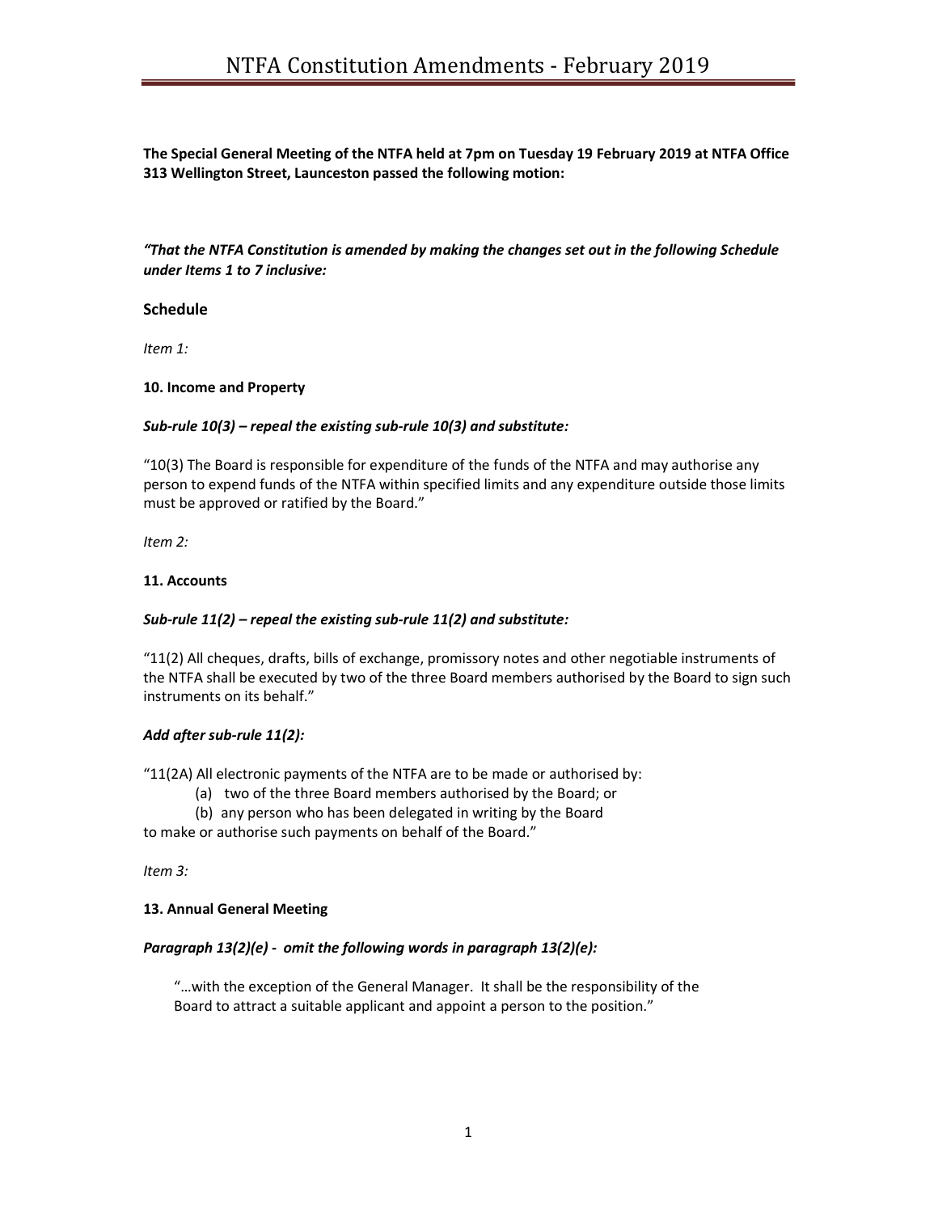# NTFA Constitution Amendments - February 2019

**The Special General Meeting of the NTFA held at 7pm on Tuesday 19 February 2019 at NTFA Office 313 Wellington Street, Launceston passed the following motion:**

***"That the NTFA Constitution is amended by making the changes set out in the following Schedule under Items 1 to 7 inclusive:***

### Schedule

*Item 1:*

**10. Income and Property**

***Sub-rule 10(3) – repeal the existing sub-rule 10(3) and substitute:***

"10(3) The Board is responsible for expenditure of the funds of the NTFA and may authorise any person to expend funds of the NTFA within specified limits and any expenditure outside those limits must be approved or ratified by the Board."

*Item 2:*

**11. Accounts**

***Sub-rule 11(2) – repeal the existing sub-rule 11(2) and substitute:***

"11(2) All cheques, drafts, bills of exchange, promissory notes and other negotiable instruments of the NTFA shall be executed by two of the three Board members authorised by the Board to sign such instruments on its behalf."

***Add after sub-rule 11(2):***

"11(2A) All electronic payments of the NTFA are to be made or authorised by:

(a) two of the three Board members authorised by the Board; or

(b) any person who has been delegated in writing by the Board

to make or authorise such payments on behalf of the Board."

*Item 3:*

**13. Annual General Meeting**

***Paragraph 13(2)(e) - omit the following words in paragraph 13(2)(e):***

"…with the exception of the General Manager. It shall be the responsibility of the Board to attract a suitable applicant and appoint a person to the position."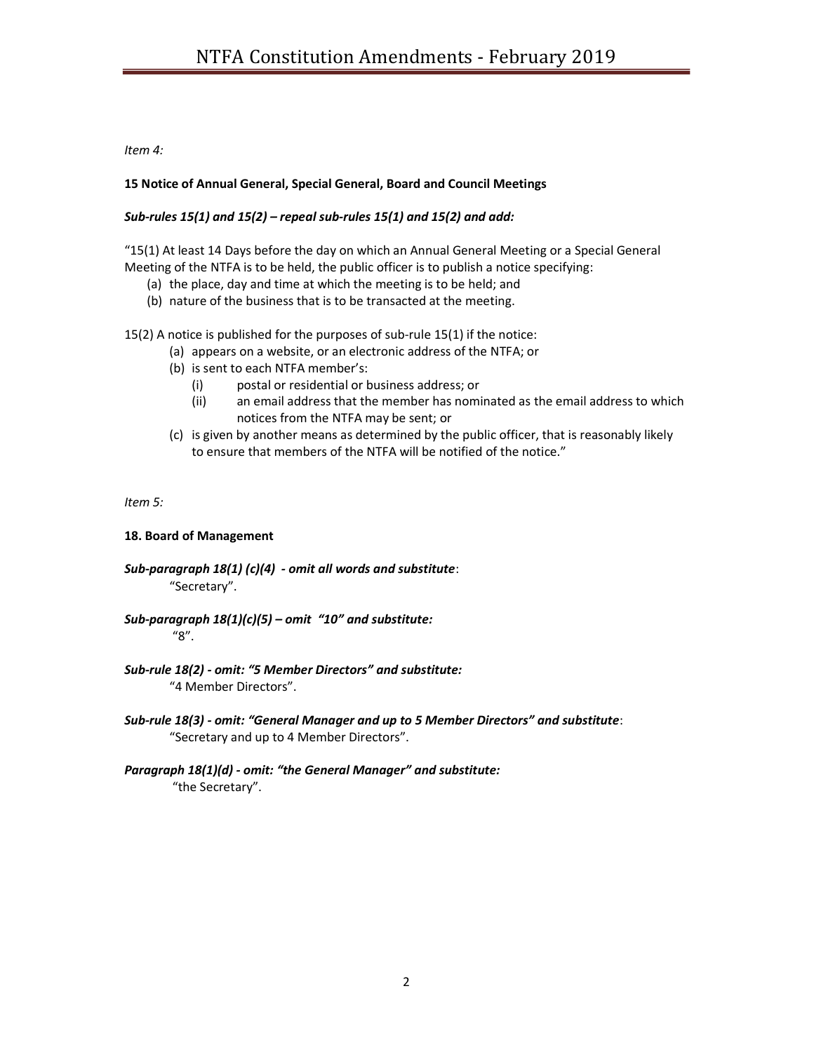*Item 4:*

**15 Notice of Annual General, Special General, Board and Council Meetings**

***Sub-rules 15(1) and 15(2) – repeal sub-rules 15(1) and 15(2) and add:***

"15(1) At least 14 Days before the day on which an Annual General Meeting or a Special General Meeting of the NTFA is to be held, the public officer is to publish a notice specifying:

(a) the place, day and time at which the meeting is to be held; and
(b) nature of the business that is to be transacted at the meeting.

15(2) A notice is published for the purposes of sub-rule 15(1) if the notice:

(a) appears on a website, or an electronic address of the NTFA; or
(b) is sent to each NTFA member's:
    (i) postal or residential or business address; or
    (ii) an email address that the member has nominated as the email address to which notices from the NTFA may be sent; or
(c) is given by another means as determined by the public officer, that is reasonably likely to ensure that members of the NTFA will be notified of the notice."

*Item 5:*

**18. Board of Management**

***Sub-paragraph 18(1) (c)(4) - omit all words and substitute*:**
"Secretary".

***Sub-paragraph 18(1)(c)(5) – omit "10" and substitute:***
"8".

***Sub-rule 18(2) - omit: "5 Member Directors" and substitute:***
"4 Member Directors".

***Sub-rule 18(3) - omit: "General Manager and up to 5 Member Directors" and substitute*:**
"Secretary and up to 4 Member Directors".

***Paragraph 18(1)(d) - omit: "the General Manager" and substitute:***
"the Secretary".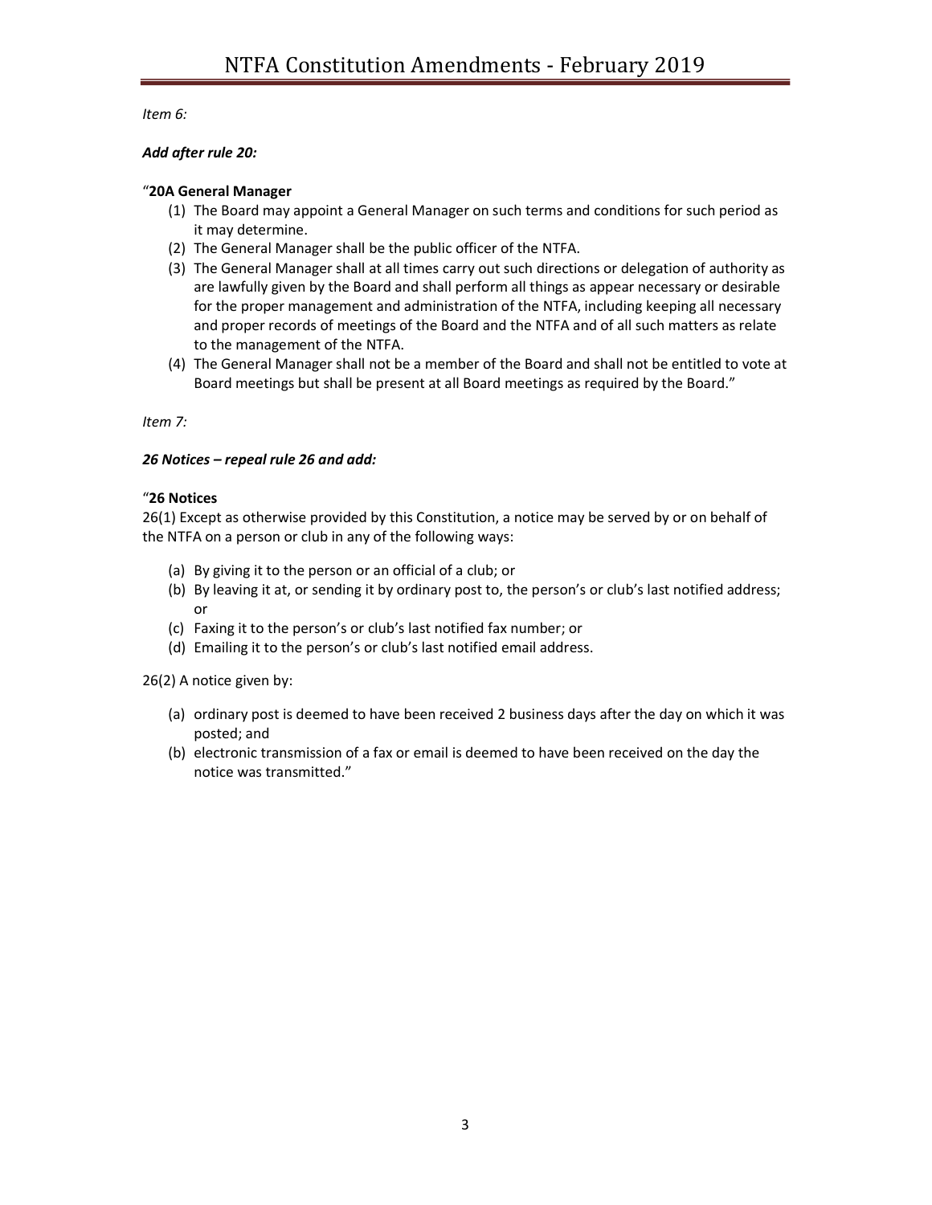*Item 6:*

***Add after rule 20:***

"**20A General Manager**

1. The Board may appoint a General Manager on such terms and conditions for such period as it may determine.
2. The General Manager shall be the public officer of the NTFA.
3. The General Manager shall at all times carry out such directions or delegation of authority as are lawfully given by the Board and shall perform all things as appear necessary or desirable for the proper management and administration of the NTFA, including keeping all necessary and proper records of meetings of the Board and the NTFA and of all such matters as relate to the management of the NTFA.
4. The General Manager shall not be a member of the Board and shall not be entitled to vote at Board meetings but shall be present at all Board meetings as required by the Board."

*Item 7:*

***26 Notices – repeal rule 26 and add:***

"**26 Notices**

26(1) Except as otherwise provided by this Constitution, a notice may be served by or on behalf of the NTFA on a person or club in any of the following ways:

(a) By giving it to the person or an official of a club; or
(b) By leaving it at, or sending it by ordinary post to, the person's or club's last notified address; or
(c) Faxing it to the person's or club's last notified fax number; or
(d) Emailing it to the person's or club's last notified email address.

26(2) A notice given by:

(a) ordinary post is deemed to have been received 2 business days after the day on which it was posted; and
(b) electronic transmission of a fax or email is deemed to have been received on the day the notice was transmitted."